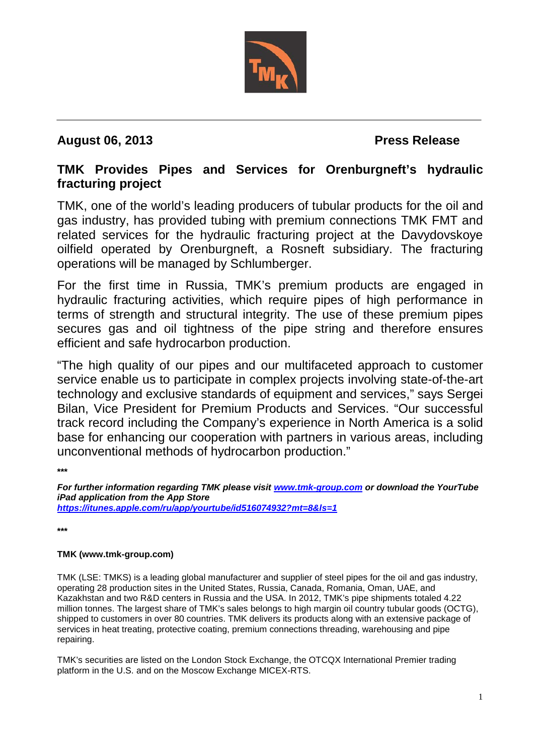**August 06, 2013** **Press Release**

## TMK Provides Pipes and Services for Orenburgneft's hydraulic fracturing project

TMK, one of the world's leading producers of tubular products for the oil and gas industry, has provided tubing with premium connections TMK FMT and related services for the hydraulic fracturing project at the Davydovskoye oilfield operated by Orenburgneft, a Rosneft subsidiary. The fracturing operations will be managed by Schlumberger.

For the first time in Russia, TMK's premium products are engaged in hydraulic fracturing activities, which require pipes of high performance in terms of strength and structural integrity. The use of these premium pipes secures gas and oil tightness of the pipe string and therefore ensures efficient and safe hydrocarbon production.

"The high quality of our pipes and our multifaceted approach to customer service enable us to participate in complex projects involving state-of-the-art technology and exclusive standards of equipment and services," says Sergei Bilan, Vice President for Premium Products and Services. "Our successful track record including the Company's experience in North America is a solid base for enhancing our cooperation with partners in various areas, including unconventional methods of hydrocarbon production."

***

***For further information regarding TMK please visit [www.tmk-group.com](www.tmk-group.com) or download the YourTube iPad application from the App Store*** 
***[https://itunes.apple.com/ru/app/yourtube/id516074932?mt=8&ls=1](https://itunes.apple.com/ru/app/yourtube/id516074932?mt=8&ls=1)***

***

**TMK (www.tmk-group.com)**

TMK (LSE: TMKS) is a leading global manufacturer and supplier of steel pipes for the oil and gas industry, operating 28 production sites in the United States, Russia, Canada, Romania, Oman, UAE, and Kazakhstan and two R&D centers in Russia and the USA. In 2012, TMK's pipe shipments totaled 4.22 million tonnes. The largest share of TMK's sales belongs to high margin oil country tubular goods (OCTG), shipped to customers in over 80 countries. TMK delivers its products along with an extensive package of services in heat treating, protective coating, premium connections threading, warehousing and pipe repairing.

TMK's securities are listed on the London Stock Exchange, the OTCQX International Premier trading platform in the U.S. and on the Moscow Exchange MICEX-RTS.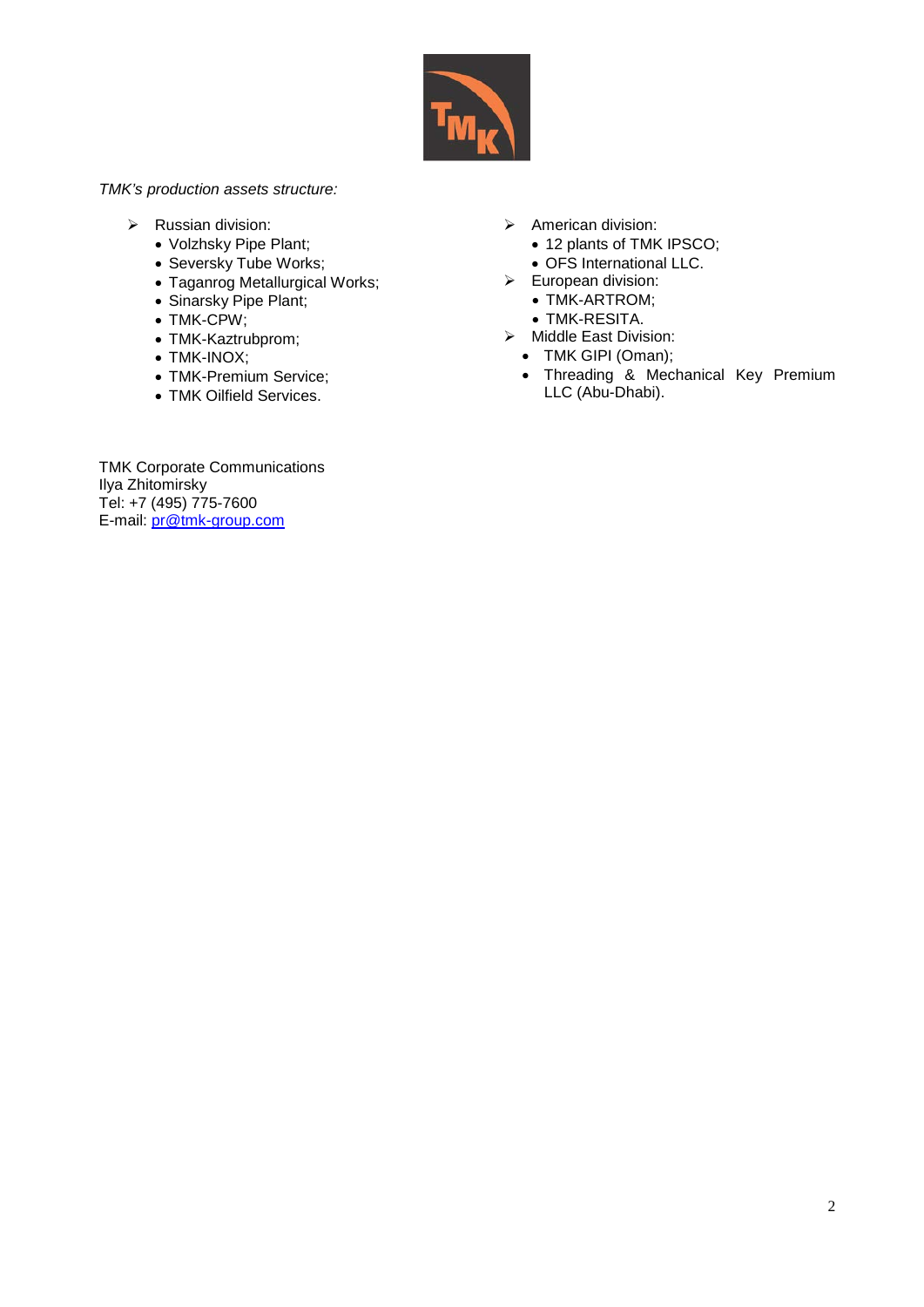*TMK's production assets structure:*

- Russian division:
  - Volzhsky Pipe Plant;
  - Seversky Tube Works;
  - Taganrog Metallurgical Works;
  - Sinarsky Pipe Plant;
  - TMK-CPW;
  - TMK-Kaztrubprom;
  - TMK-INOX;
  - TMK-Premium Service;
  - TMK Oilfield Services.
- American division:
  - 12 plants of TMK IPSCO;
  - OFS International LLC.
- European division:
  - TMK-ARTROM;
  - TMK-RESITA.
- Middle East Division:
  - TMK GIPI (Oman);
  - Threading & Mechanical Key Premium LLC (Abu-Dhabi).

TMK Corporate Communications
Ilya Zhitomirsky
Tel: +7 (495) 775-7600
E-mail: pr@tmk-group.com